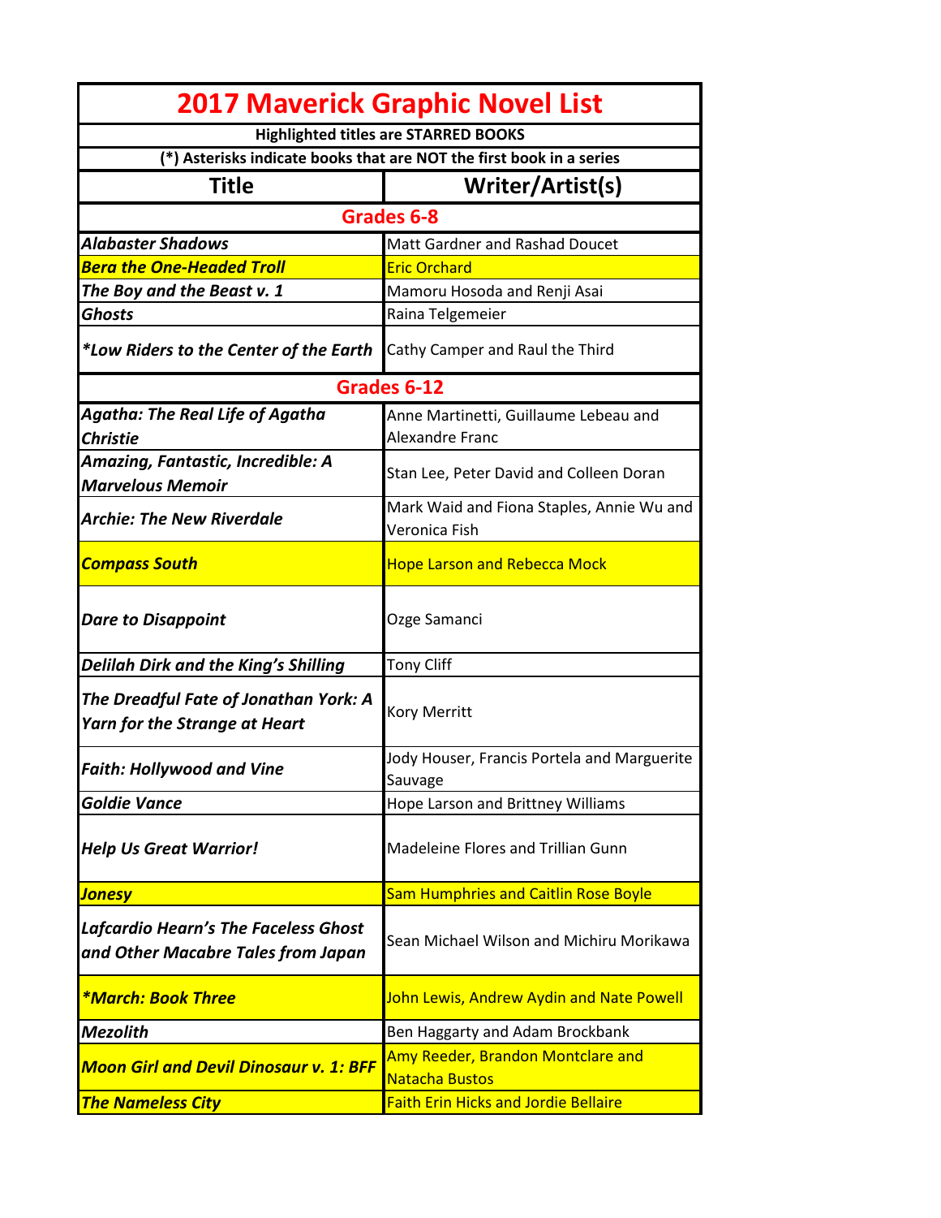# 2017 Maverick Graphic Novel List

**Highlighted titles are STARRED BOOKS**

**(*) Asterisks indicate books that are NOT the first book in a series**

| Title | Writer/Artist(s) |
| --- | --- |
| **Grades 6-8** | |
| ***Alabaster Shadows*** | Matt Gardner and Rashad Doucet |
| ***Bera the One-Headed Troll*** | Eric Orchard |
| ***The Boy and the Beast v. 1*** | Mamoru Hosoda and Renji Asai |
| ***Ghosts*** | Raina Telgemeier |
| ****Low Riders to the Center of the Earth*** | Cathy Camper and Raul the Third |
| **Grades 6-12** | |
| ***Agatha: The Real Life of Agatha Christie*** | Anne Martinetti, Guillaume Lebeau and Alexandre Franc |
| ***Amazing, Fantastic, Incredible: A Marvelous Memoir*** | Stan Lee, Peter David and Colleen Doran |
| ***Archie: The New Riverdale*** | Mark Waid and Fiona Staples, Annie Wu and Veronica Fish |
| ***Compass South*** | Hope Larson and Rebecca Mock |
| ***Dare to Disappoint*** | Ozge Samanci |
| ***Delilah Dirk and the King's Shilling*** | Tony Cliff |
| ***The Dreadful Fate of Jonathan York: A Yarn for the Strange at Heart*** | Kory Merritt |
| ***Faith: Hollywood and Vine*** | Jody Houser, Francis Portela and Marguerite Sauvage |
| ***Goldie Vance*** | Hope Larson and Brittney Williams |
| ***Help Us Great Warrior!*** | Madeleine Flores and Trillian Gunn |
| ***Jonesy*** | Sam Humphries and Caitlin Rose Boyle |
| ***Lafcardio Hearn's The Faceless Ghost and Other Macabre Tales from Japan*** | Sean Michael Wilson and Michiru Morikawa |
| ****March: Book Three*** | John Lewis, Andrew Aydin and Nate Powell |
| ***Mezolith*** | Ben Haggarty and Adam Brockbank |
| ***Moon Girl and Devil Dinosaur v. 1: BFF*** | Amy Reeder, Brandon Montclare and Natacha Bustos |
| ***The Nameless City*** | Faith Erin Hicks and Jordie Bellaire |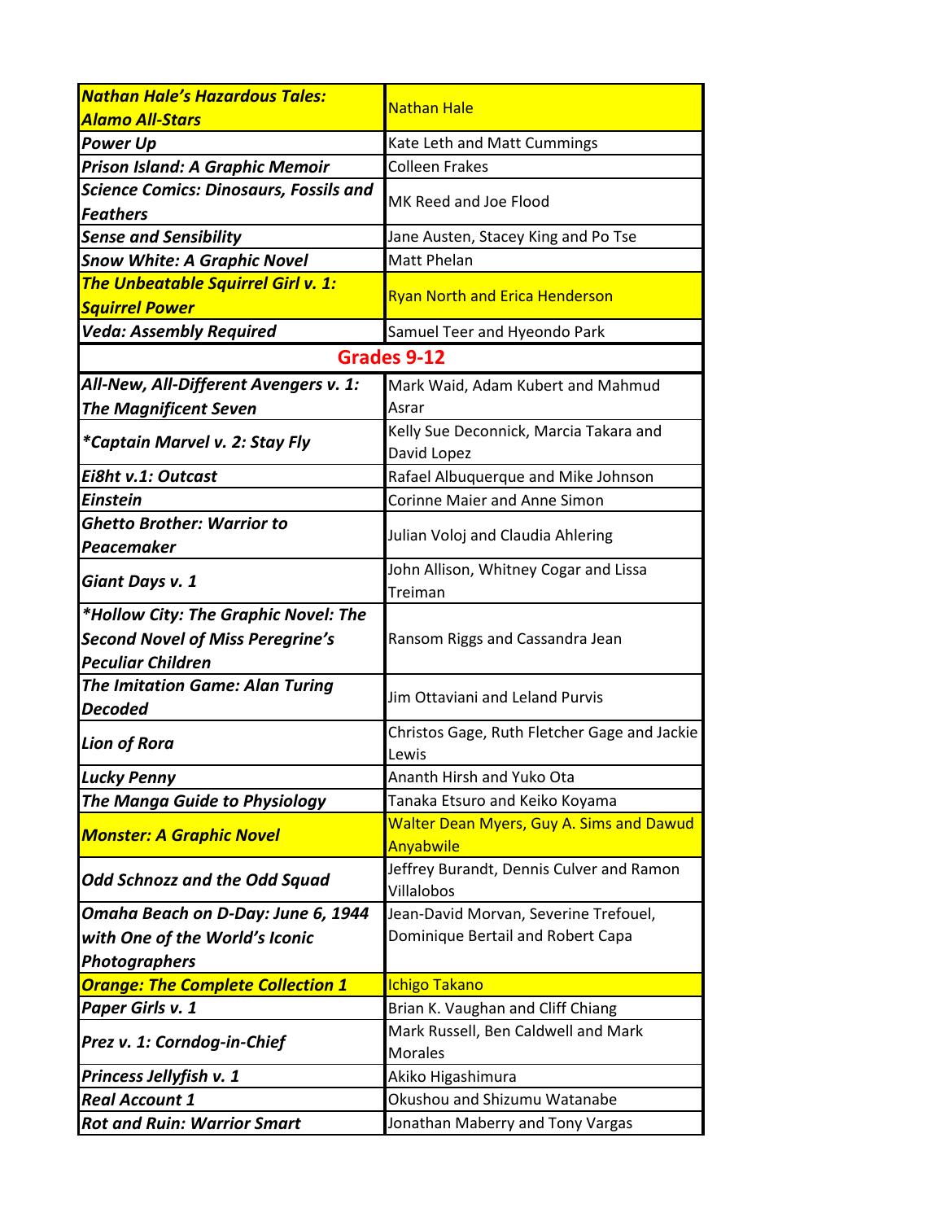| | |
|---|---|
| ***Nathan Hale's Hazardous Tales: Alamo All-Stars*** | Nathan Hale |
| ***Power Up*** | Kate Leth and Matt Cummings |
| ***Prison Island: A Graphic Memoir*** | Colleen Frakes |
| ***Science Comics: Dinosaurs, Fossils and Feathers*** | MK Reed and Joe Flood |
| ***Sense and Sensibility*** | Jane Austen, Stacey King and Po Tse |
| ***Snow White: A Graphic Novel*** | Matt Phelan |
| ***The Unbeatable Squirrel Girl v. 1: Squirrel Power*** | Ryan North and Erica Henderson |
| ***Veda: Assembly Required*** | Samuel Teer and Hyeondo Park |
| **Grades 9-12** | |
| ***All-New, All-Different Avengers v. 1: The Magnificent Seven*** | Mark Waid, Adam Kubert and Mahmud Asrar |
| ***\*Captain Marvel v. 2: Stay Fly*** | Kelly Sue Deconnick, Marcia Takara and David Lopez |
| ***Ei8ht v.1: Outcast*** | Rafael Albuquerque and Mike Johnson |
| ***Einstein*** | Corinne Maier and Anne Simon |
| ***Ghetto Brother: Warrior to Peacemaker*** | Julian Voloj and Claudia Ahlering |
| ***Giant Days v. 1*** | John Allison, Whitney Cogar and Lissa Treiman |
| ***\*Hollow City: The Graphic Novel: The Second Novel of Miss Peregrine's Peculiar Children*** | Ransom Riggs and Cassandra Jean |
| ***The Imitation Game: Alan Turing Decoded*** | Jim Ottaviani and Leland Purvis |
| ***Lion of Rora*** | Christos Gage, Ruth Fletcher Gage and Jackie Lewis |
| ***Lucky Penny*** | Ananth Hirsh and Yuko Ota |
| ***The Manga Guide to Physiology*** | Tanaka Etsuro and Keiko Koyama |
| ***Monster: A Graphic Novel*** | Walter Dean Myers, Guy A. Sims and Dawud Anyabwile |
| ***Odd Schnozz and the Odd Squad*** | Jeffrey Burandt, Dennis Culver and Ramon Villalobos |
| ***Omaha Beach on D-Day: June 6, 1944 with One of the World's Iconic Photographers*** | Jean-David Morvan, Severine Trefouel, Dominique Bertail and Robert Capa |
| ***Orange: The Complete Collection 1*** | Ichigo Takano |
| ***Paper Girls v. 1*** | Brian K. Vaughan and Cliff Chiang |
| ***Prez v. 1: Corndog-in-Chief*** | Mark Russell, Ben Caldwell and Mark Morales |
| ***Princess Jellyfish v. 1*** | Akiko Higashimura |
| ***Real Account 1*** | Okushou and Shizumu Watanabe |
| ***Rot and Ruin: Warrior Smart*** | Jonathan Maberry and Tony Vargas |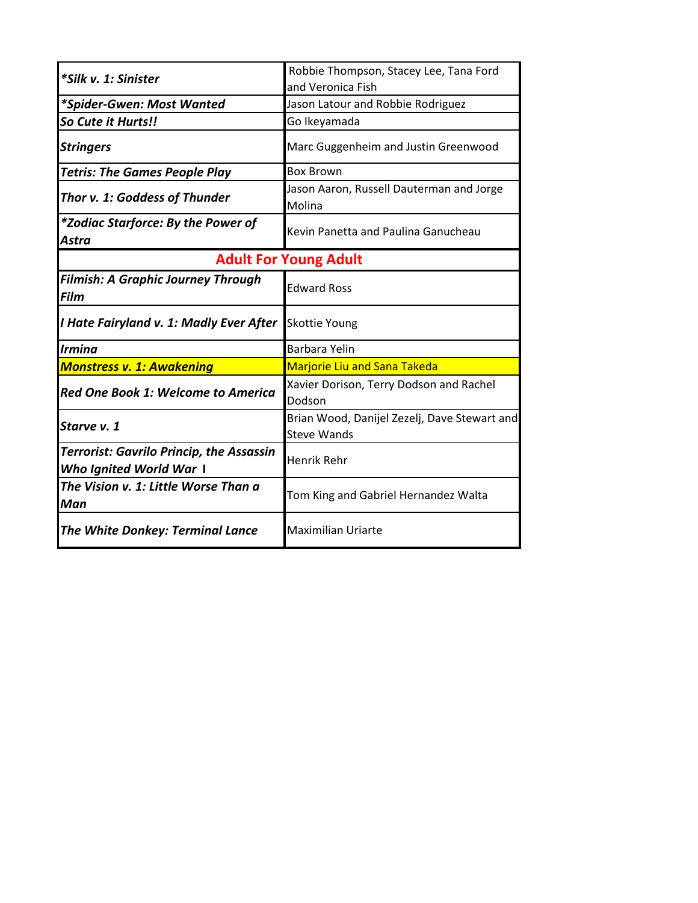| | |
|---|---|
| ***Silk v. 1: Sinister*** | Robbie Thompson, Stacey Lee, Tana Ford and Veronica Fish |
| ***Spider-Gwen: Most Wanted*** | Jason Latour and Robbie Rodriguez |
| ***So Cute it Hurts!!*** | Go Ikeyamada |
| ***Stringers*** | Marc Guggenheim and Justin Greenwood |
| ***Tetris: The Games People Play*** | Box Brown |
| ***Thor v. 1: Goddess of Thunder*** | Jason Aaron, Russell Dauterman and Jorge Molina |
| ***Zodiac Starforce: By the Power of Astra*** | Kevin Panetta and Paulina Ganucheau |
| **Adult For Young Adult** | |
| ***Filmish: A Graphic Journey Through Film*** | Edward Ross |
| ***I Hate Fairyland v. 1: Madly Ever After*** | Skottie Young |
| ***Irmina*** | Barbara Yelin |
| ***Monstress v. 1: Awakening*** | Marjorie Liu and Sana Takeda |
| ***Red One Book 1: Welcome to America*** | Xavier Dorison, Terry Dodson and Rachel Dodson |
| ***Starve v. 1*** | Brian Wood, Danijel Zezelj, Dave Stewart and Steve Wands |
| ***Terrorist: Gavrilo Princip, the Assassin Who Ignited World War I*** | Henrik Rehr |
| ***The Vision v. 1: Little Worse Than a Man*** | Tom King and Gabriel Hernandez Walta |
| ***The White Donkey: Terminal Lance*** | Maximilian Uriarte |